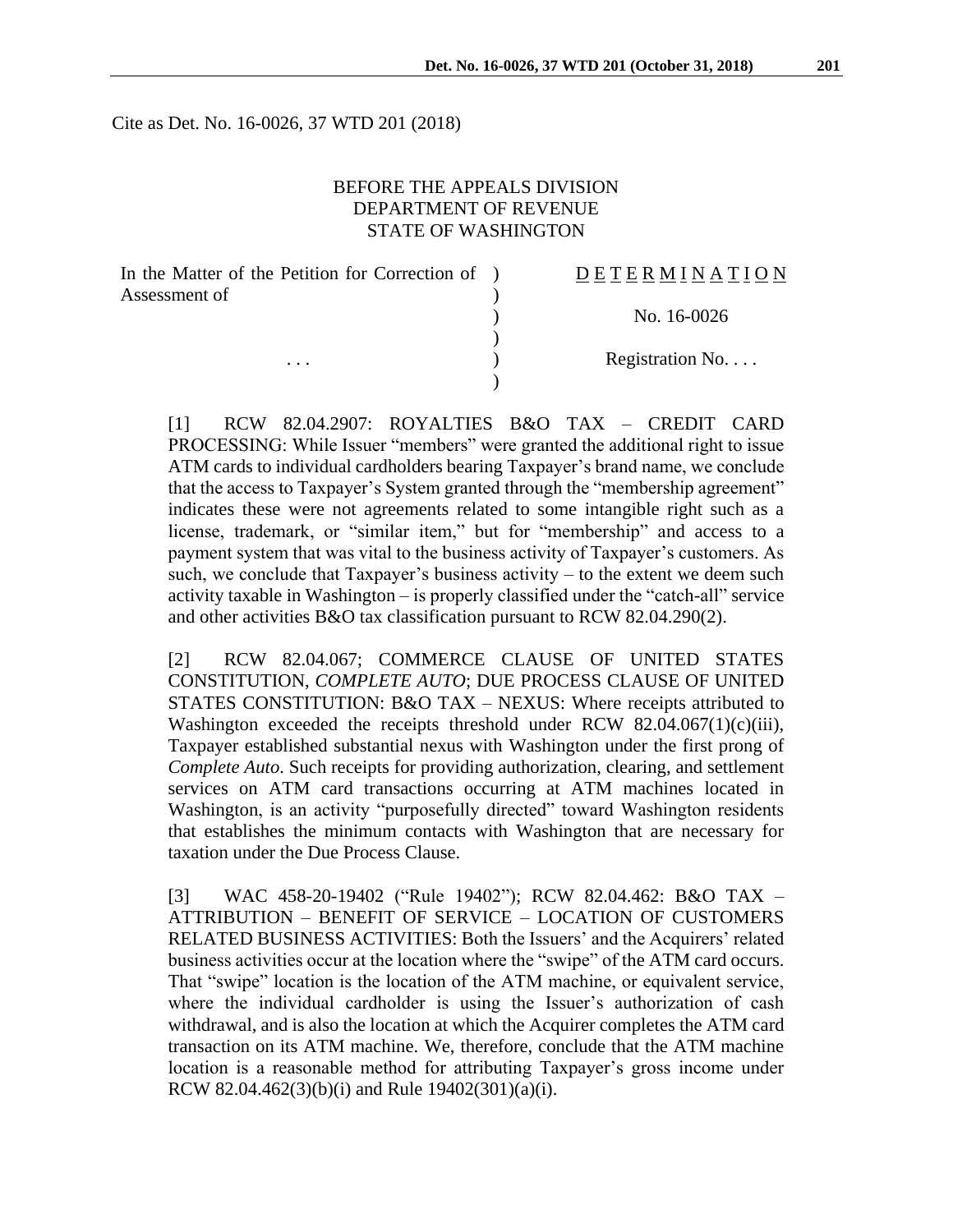Cite as Det. No. 16-0026, 37 WTD 201 (2018)

BEFORE THE APPEALS DIVISION
DEPARTMENT OF REVENUE
STATE OF WASHINGTON

| | | |
|---|---|---|
| In the Matter of the Petition for Correction of Assessment of | ) | D E T E R M I N A T I O N |
| | ) | No. 16-0026 |
| . . . | ) | Registration No. . . . |

[1] RCW 82.04.2907: ROYALTIES B&O TAX – CREDIT CARD PROCESSING: While Issuer "members" were granted the additional right to issue ATM cards to individual cardholders bearing Taxpayer's brand name, we conclude that the access to Taxpayer's System granted through the "membership agreement" indicates these were not agreements related to some intangible right such as a license, trademark, or "similar item," but for "membership" and access to a payment system that was vital to the business activity of Taxpayer's customers. As such, we conclude that Taxpayer's business activity – to the extent we deem such activity taxable in Washington – is properly classified under the "catch-all" service and other activities B&O tax classification pursuant to RCW 82.04.290(2).

[2] RCW 82.04.067; COMMERCE CLAUSE OF UNITED STATES CONSTITUTION, *COMPLETE AUTO*; DUE PROCESS CLAUSE OF UNITED STATES CONSTITUTION: B&O TAX – NEXUS: Where receipts attributed to Washington exceeded the receipts threshold under RCW 82.04.067(1)(c)(iii), Taxpayer established substantial nexus with Washington under the first prong of *Complete Auto*. Such receipts for providing authorization, clearing, and settlement services on ATM card transactions occurring at ATM machines located in Washington, is an activity "purposefully directed" toward Washington residents that establishes the minimum contacts with Washington that are necessary for taxation under the Due Process Clause.

[3] WAC 458-20-19402 ("Rule 19402"); RCW 82.04.462: B&O TAX – ATTRIBUTION – BENEFIT OF SERVICE – LOCATION OF CUSTOMERS RELATED BUSINESS ACTIVITIES: Both the Issuers' and the Acquirers' related business activities occur at the location where the "swipe" of the ATM card occurs. That "swipe" location is the location of the ATM machine, or equivalent service, where the individual cardholder is using the Issuer's authorization of cash withdrawal, and is also the location at which the Acquirer completes the ATM card transaction on its ATM machine. We, therefore, conclude that the ATM machine location is a reasonable method for attributing Taxpayer's gross income under RCW 82.04.462(3)(b)(i) and Rule 19402(301)(a)(i).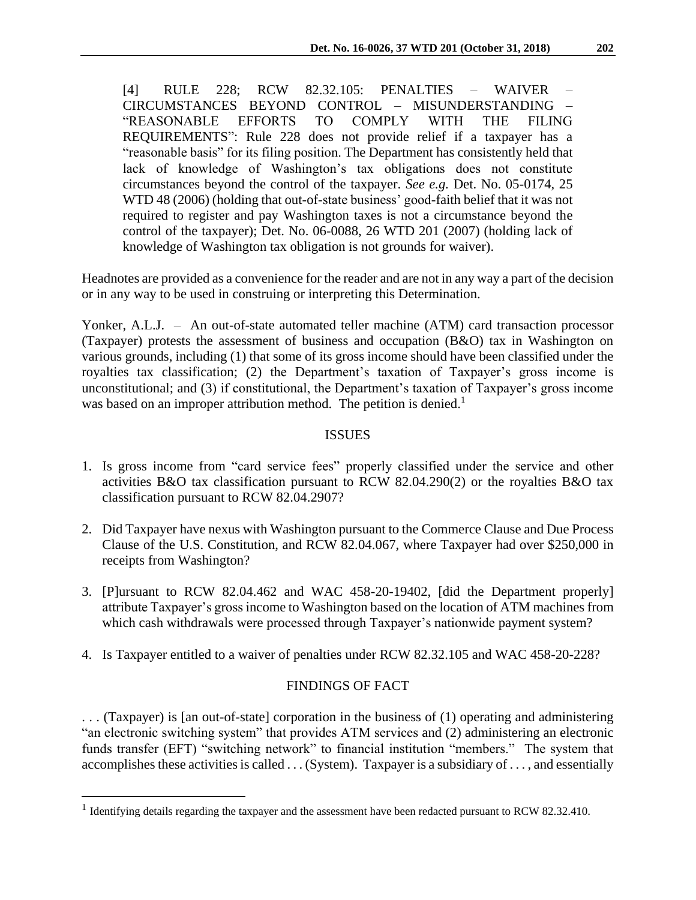[4] RULE 228; RCW 82.32.105: PENALTIES – WAIVER – CIRCUMSTANCES BEYOND CONTROL – MISUNDERSTANDING – "REASONABLE EFFORTS TO COMPLY WITH THE FILING REQUIREMENTS": Rule 228 does not provide relief if a taxpayer has a "reasonable basis" for its filing position. The Department has consistently held that lack of knowledge of Washington's tax obligations does not constitute circumstances beyond the control of the taxpayer. *See e.g.* Det. No. 05-0174, 25 WTD 48 (2006) (holding that out-of-state business' good-faith belief that it was not required to register and pay Washington taxes is not a circumstance beyond the control of the taxpayer); Det. No. 06-0088, 26 WTD 201 (2007) (holding lack of knowledge of Washington tax obligation is not grounds for waiver).

Headnotes are provided as a convenience for the reader and are not in any way a part of the decision or in any way to be used in construing or interpreting this Determination.

Yonker, A.L.J. – An out-of-state automated teller machine (ATM) card transaction processor (Taxpayer) protests the assessment of business and occupation (B&O) tax in Washington on various grounds, including (1) that some of its gross income should have been classified under the royalties tax classification; (2) the Department's taxation of Taxpayer's gross income is unconstitutional; and (3) if constitutional, the Department's taxation of Taxpayer's gross income was based on an improper attribution method. The petition is denied.[1]

## ISSUES

1. Is gross income from "card service fees" properly classified under the service and other activities B&O tax classification pursuant to RCW 82.04.290(2) or the royalties B&O tax classification pursuant to RCW 82.04.2907?
2. Did Taxpayer have nexus with Washington pursuant to the Commerce Clause and Due Process Clause of the U.S. Constitution, and RCW 82.04.067, where Taxpayer had over $250,000 in receipts from Washington?
3. [P]ursuant to RCW 82.04.462 and WAC 458-20-19402, [did the Department properly] attribute Taxpayer's gross income to Washington based on the location of ATM machines from which cash withdrawals were processed through Taxpayer's nationwide payment system?
4. Is Taxpayer entitled to a waiver of penalties under RCW 82.32.105 and WAC 458-20-228?

## FINDINGS OF FACT

. . . (Taxpayer) is [an out-of-state] corporation in the business of (1) operating and administering "an electronic switching system" that provides ATM services and (2) administering an electronic funds transfer (EFT) "switching network" to financial institution "members." The system that accomplishes these activities is called . . . (System). Taxpayer is a subsidiary of . . . , and essentially

[1] Identifying details regarding the taxpayer and the assessment have been redacted pursuant to RCW 82.32.410.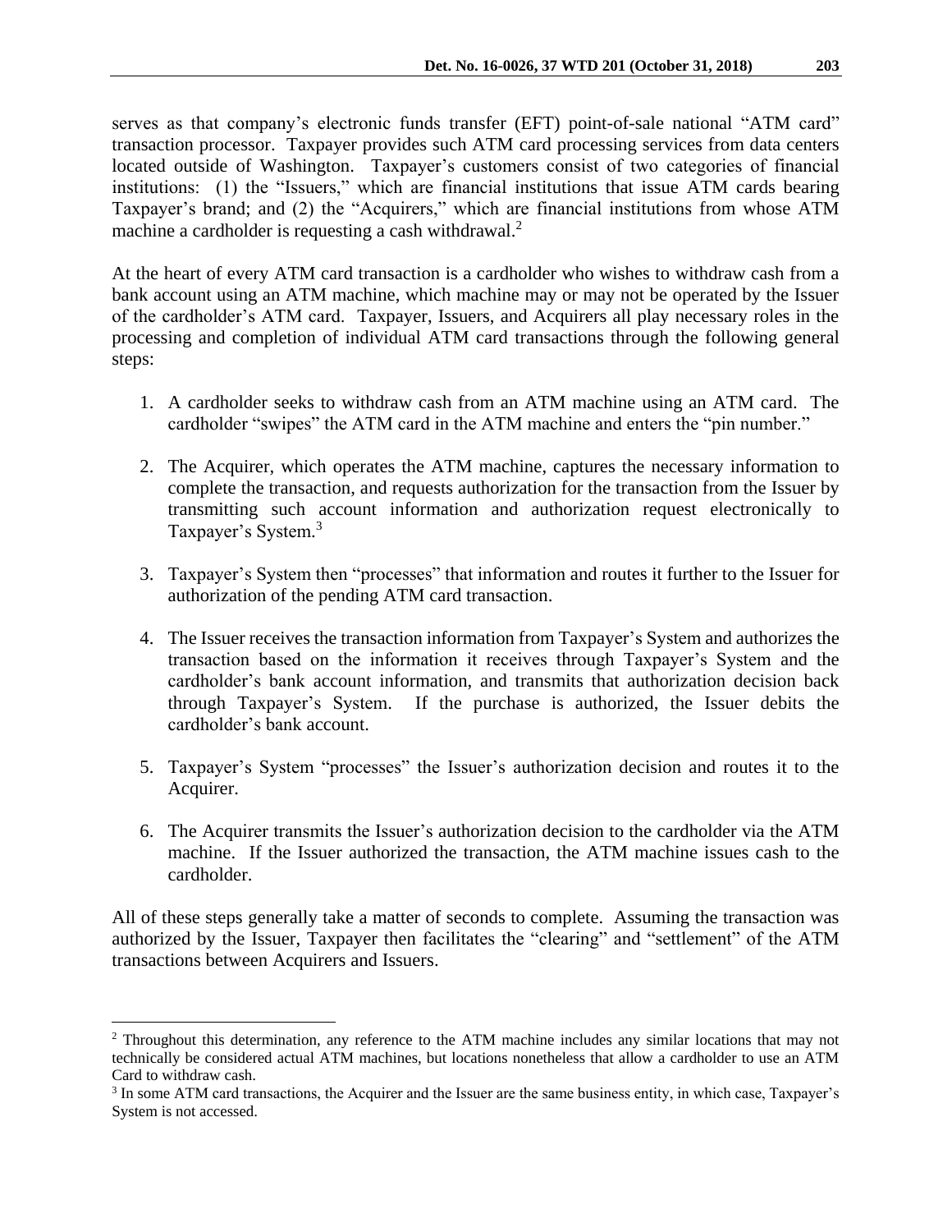serves as that company's electronic funds transfer (EFT) point-of-sale national "ATM card" transaction processor. Taxpayer provides such ATM card processing services from data centers located outside of Washington. Taxpayer's customers consist of two categories of financial institutions: (1) the "Issuers," which are financial institutions that issue ATM cards bearing Taxpayer's brand; and (2) the "Acquirers," which are financial institutions from whose ATM machine a cardholder is requesting a cash withdrawal.[2]

At the heart of every ATM card transaction is a cardholder who wishes to withdraw cash from a bank account using an ATM machine, which machine may or may not be operated by the Issuer of the cardholder's ATM card. Taxpayer, Issuers, and Acquirers all play necessary roles in the processing and completion of individual ATM card transactions through the following general steps:

1. A cardholder seeks to withdraw cash from an ATM machine using an ATM card. The cardholder "swipes" the ATM card in the ATM machine and enters the "pin number."

2. The Acquirer, which operates the ATM machine, captures the necessary information to complete the transaction, and requests authorization for the transaction from the Issuer by transmitting such account information and authorization request electronically to Taxpayer's System.[3]

3. Taxpayer's System then "processes" that information and routes it further to the Issuer for authorization of the pending ATM card transaction.

4. The Issuer receives the transaction information from Taxpayer's System and authorizes the transaction based on the information it receives through Taxpayer's System and the cardholder's bank account information, and transmits that authorization decision back through Taxpayer's System. If the purchase is authorized, the Issuer debits the cardholder's bank account.

5. Taxpayer's System "processes" the Issuer's authorization decision and routes it to the Acquirer.

6. The Acquirer transmits the Issuer's authorization decision to the cardholder via the ATM machine. If the Issuer authorized the transaction, the ATM machine issues cash to the cardholder.

All of these steps generally take a matter of seconds to complete. Assuming the transaction was authorized by the Issuer, Taxpayer then facilitates the "clearing" and "settlement" of the ATM transactions between Acquirers and Issuers.

---

[2] Throughout this determination, any reference to the ATM machine includes any similar locations that may not technically be considered actual ATM machines, but locations nonetheless that allow a cardholder to use an ATM Card to withdraw cash.

[3] In some ATM card transactions, the Acquirer and the Issuer are the same business entity, in which case, Taxpayer's System is not accessed.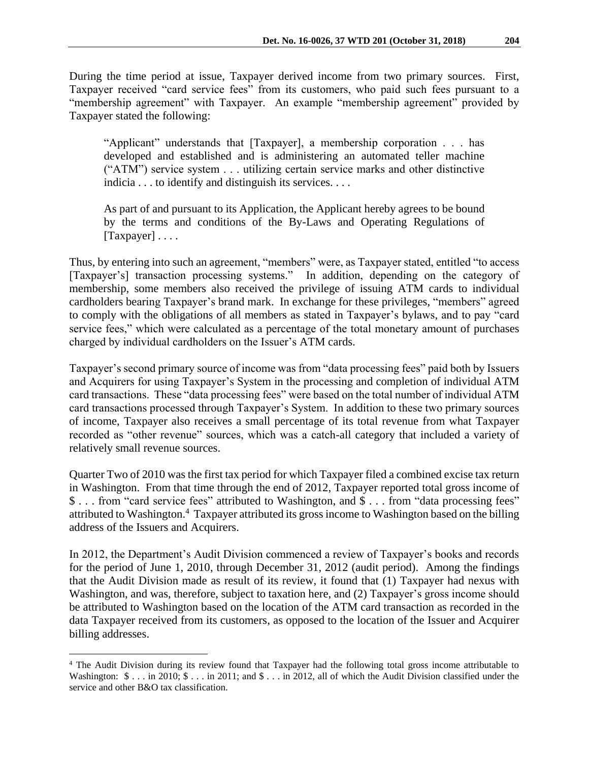During the time period at issue, Taxpayer derived income from two primary sources. First, Taxpayer received "card service fees" from its customers, who paid such fees pursuant to a "membership agreement" with Taxpayer. An example "membership agreement" provided by Taxpayer stated the following:

> "Applicant" understands that [Taxpayer], a membership corporation . . . has developed and established and is administering an automated teller machine ("ATM") service system . . . utilizing certain service marks and other distinctive indicia . . . to identify and distinguish its services. . . .
>
> As part of and pursuant to its Application, the Applicant hereby agrees to be bound by the terms and conditions of the By-Laws and Operating Regulations of [Taxpayer] . . . .

Thus, by entering into such an agreement, "members" were, as Taxpayer stated, entitled "to access [Taxpayer's] transaction processing systems." In addition, depending on the category of membership, some members also received the privilege of issuing ATM cards to individual cardholders bearing Taxpayer's brand mark. In exchange for these privileges, "members" agreed to comply with the obligations of all members as stated in Taxpayer's bylaws, and to pay "card service fees," which were calculated as a percentage of the total monetary amount of purchases charged by individual cardholders on the Issuer's ATM cards.

Taxpayer's second primary source of income was from "data processing fees" paid both by Issuers and Acquirers for using Taxpayer's System in the processing and completion of individual ATM card transactions. These "data processing fees" were based on the total number of individual ATM card transactions processed through Taxpayer's System. In addition to these two primary sources of income, Taxpayer also receives a small percentage of its total revenue from what Taxpayer recorded as "other revenue" sources, which was a catch-all category that included a variety of relatively small revenue sources.

Quarter Two of 2010 was the first tax period for which Taxpayer filed a combined excise tax return in Washington. From that time through the end of 2012, Taxpayer reported total gross income of $ . . . from "card service fees" attributed to Washington, and $ . . . from "data processing fees" attributed to Washington.[4] Taxpayer attributed its gross income to Washington based on the billing address of the Issuers and Acquirers.

In 2012, the Department's Audit Division commenced a review of Taxpayer's books and records for the period of June 1, 2010, through December 31, 2012 (audit period). Among the findings that the Audit Division made as result of its review, it found that (1) Taxpayer had nexus with Washington, and was, therefore, subject to taxation here, and (2) Taxpayer's gross income should be attributed to Washington based on the location of the ATM card transaction as recorded in the data Taxpayer received from its customers, as opposed to the location of the Issuer and Acquirer billing addresses.

---

[4] The Audit Division during its review found that Taxpayer had the following total gross income attributable to Washington: $ . . . in 2010; $ . . . in 2011; and $ . . . in 2012, all of which the Audit Division classified under the service and other B&O tax classification.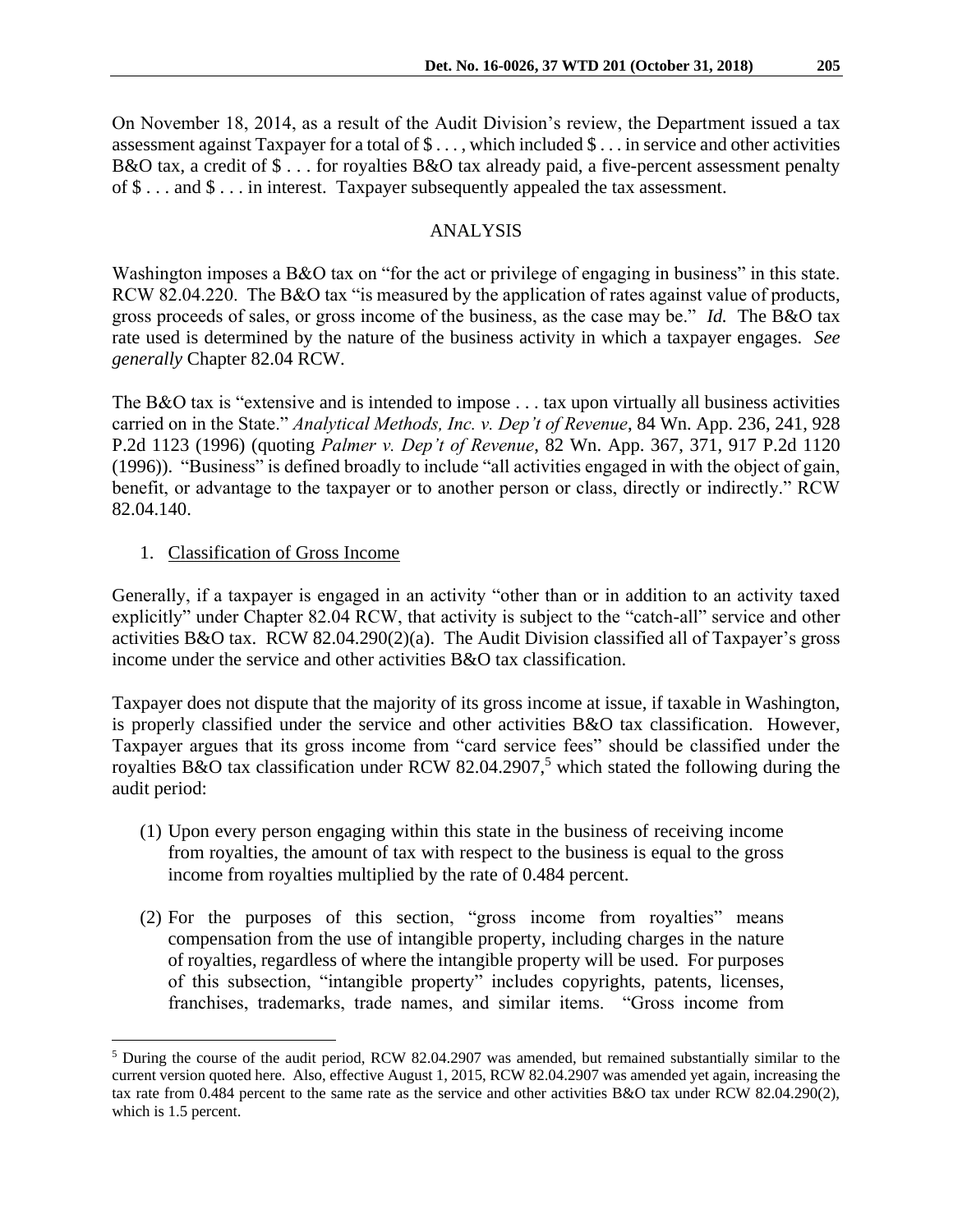On November 18, 2014, as a result of the Audit Division's review, the Department issued a tax assessment against Taxpayer for a total of $ . . . , which included $ . . . in service and other activities B&O tax, a credit of $ . . . for royalties B&O tax already paid, a five-percent assessment penalty of $ . . . and $ . . . in interest. Taxpayer subsequently appealed the tax assessment.

## ANALYSIS

Washington imposes a B&O tax on "for the act or privilege of engaging in business" in this state. RCW 82.04.220. The B&O tax "is measured by the application of rates against value of products, gross proceeds of sales, or gross income of the business, as the case may be." *Id.* The B&O tax rate used is determined by the nature of the business activity in which a taxpayer engages. *See generally* Chapter 82.04 RCW.

The B&O tax is "extensive and is intended to impose . . . tax upon virtually all business activities carried on in the State." *Analytical Methods, Inc. v. Dep't of Revenue*, 84 Wn. App. 236, 241, 928 P.2d 1123 (1996) (quoting *Palmer v. Dep't of Revenue*, 82 Wn. App. 367, 371, 917 P.2d 1120 (1996)). "Business" is defined broadly to include "all activities engaged in with the object of gain, benefit, or advantage to the taxpayer or to another person or class, directly or indirectly." RCW 82.04.140.

1. Classification of Gross Income

Generally, if a taxpayer is engaged in an activity "other than or in addition to an activity taxed explicitly" under Chapter 82.04 RCW, that activity is subject to the "catch-all" service and other activities B&O tax. RCW 82.04.290(2)(a). The Audit Division classified all of Taxpayer's gross income under the service and other activities B&O tax classification.

Taxpayer does not dispute that the majority of its gross income at issue, if taxable in Washington, is properly classified under the service and other activities B&O tax classification. However, Taxpayer argues that its gross income from "card service fees" should be classified under the royalties B&O tax classification under RCW 82.04.2907,[5] which stated the following during the audit period:

> (1) Upon every person engaging within this state in the business of receiving income from royalties, the amount of tax with respect to the business is equal to the gross income from royalties multiplied by the rate of 0.484 percent.
>
> (2) For the purposes of this section, "gross income from royalties" means compensation from the use of intangible property, including charges in the nature of royalties, regardless of where the intangible property will be used. For purposes of this subsection, "intangible property" includes copyrights, patents, licenses, franchises, trademarks, trade names, and similar items. "Gross income from

[5] During the course of the audit period, RCW 82.04.2907 was amended, but remained substantially similar to the current version quoted here. Also, effective August 1, 2015, RCW 82.04.2907 was amended yet again, increasing the tax rate from 0.484 percent to the same rate as the service and other activities B&O tax under RCW 82.04.290(2), which is 1.5 percent.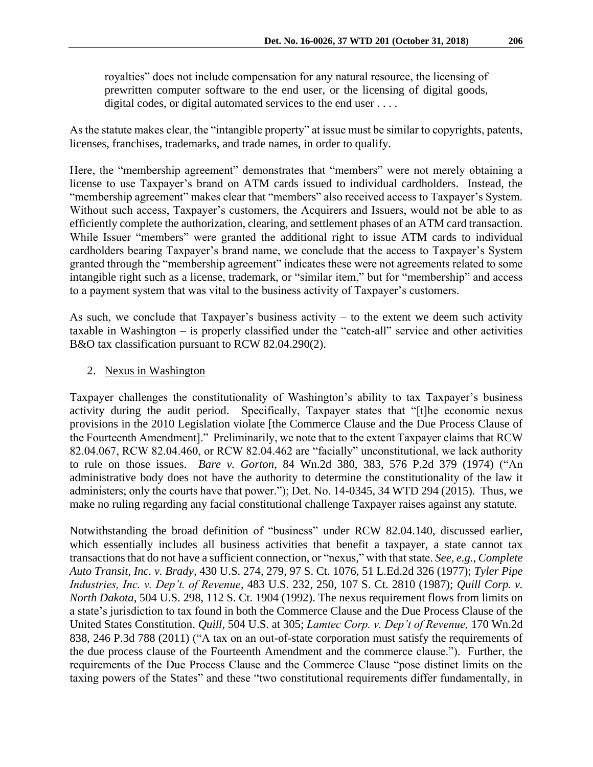> royalties" does not include compensation for any natural resource, the licensing of prewritten computer software to the end user, or the licensing of digital goods, digital codes, or digital automated services to the end user . . . .

As the statute makes clear, the "intangible property" at issue must be similar to copyrights, patents, licenses, franchises, trademarks, and trade names, in order to qualify.

Here, the "membership agreement" demonstrates that "members" were not merely obtaining a license to use Taxpayer's brand on ATM cards issued to individual cardholders. Instead, the "membership agreement" makes clear that "members" also received access to Taxpayer's System. Without such access, Taxpayer's customers, the Acquirers and Issuers, would not be able to as efficiently complete the authorization, clearing, and settlement phases of an ATM card transaction. While Issuer "members" were granted the additional right to issue ATM cards to individual cardholders bearing Taxpayer's brand name, we conclude that the access to Taxpayer's System granted through the "membership agreement" indicates these were not agreements related to some intangible right such as a license, trademark, or "similar item," but for "membership" and access to a payment system that was vital to the business activity of Taxpayer's customers.

As such, we conclude that Taxpayer's business activity – to the extent we deem such activity taxable in Washington – is properly classified under the "catch-all" service and other activities B&O tax classification pursuant to RCW 82.04.290(2).

2. Nexus in Washington

Taxpayer challenges the constitutionality of Washington's ability to tax Taxpayer's business activity during the audit period. Specifically, Taxpayer states that "[t]he economic nexus provisions in the 2010 Legislation violate [the Commerce Clause and the Due Process Clause of the Fourteenth Amendment]." Preliminarily, we note that to the extent Taxpayer claims that RCW 82.04.067, RCW 82.04.460, or RCW 82.04.462 are "facially" unconstitutional, we lack authority to rule on those issues. *Bare v. Gorton*, 84 Wn.2d 380, 383, 576 P.2d 379 (1974) ("An administrative body does not have the authority to determine the constitutionality of the law it administers; only the courts have that power."); Det. No. 14-0345, 34 WTD 294 (2015). Thus, we make no ruling regarding any facial constitutional challenge Taxpayer raises against any statute.

Notwithstanding the broad definition of "business" under RCW 82.04.140, discussed earlier, which essentially includes all business activities that benefit a taxpayer, a state cannot tax transactions that do not have a sufficient connection, or "nexus," with that state. *See, e.g.*, *Complete Auto Transit, Inc. v. Brady*, 430 U.S. 274, 279, 97 S. Ct. 1076, 51 L.Ed.2d 326 (1977); *Tyler Pipe Industries, Inc. v. Dep't. of Revenue*, 483 U.S. 232, 250, 107 S. Ct. 2810 (1987); *Quill Corp. v. North Dakota*, 504 U.S. 298, 112 S. Ct. 1904 (1992). The nexus requirement flows from limits on a state's jurisdiction to tax found in both the Commerce Clause and the Due Process Clause of the United States Constitution. *Quill*, 504 U.S. at 305; *Lamtec Corp. v. Dep't of Revenue,* 170 Wn.2d 838, 246 P.3d 788 (2011) ("A tax on an out-of-state corporation must satisfy the requirements of the due process clause of the Fourteenth Amendment and the commerce clause."). Further, the requirements of the Due Process Clause and the Commerce Clause "pose distinct limits on the taxing powers of the States" and these "two constitutional requirements differ fundamentally, in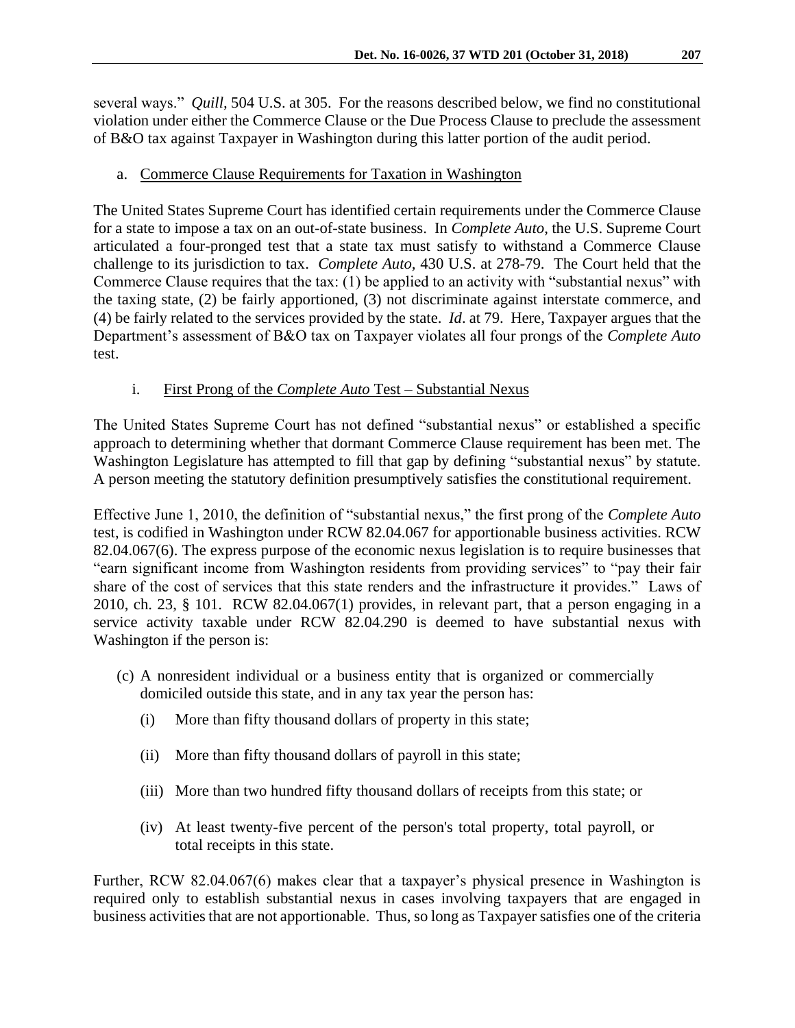several ways." *Quill,* 504 U.S. at 305. For the reasons described below, we find no constitutional violation under either the Commerce Clause or the Due Process Clause to preclude the assessment of B&O tax against Taxpayer in Washington during this latter portion of the audit period.

a. Commerce Clause Requirements for Taxation in Washington

The United States Supreme Court has identified certain requirements under the Commerce Clause for a state to impose a tax on an out-of-state business. In *Complete Auto*, the U.S. Supreme Court articulated a four-pronged test that a state tax must satisfy to withstand a Commerce Clause challenge to its jurisdiction to tax. *Complete Auto*, 430 U.S. at 278-79. The Court held that the Commerce Clause requires that the tax: (1) be applied to an activity with "substantial nexus" with the taxing state, (2) be fairly apportioned, (3) not discriminate against interstate commerce, and (4) be fairly related to the services provided by the state. *Id*. at 79. Here, Taxpayer argues that the Department's assessment of B&O tax on Taxpayer violates all four prongs of the *Complete Auto* test.

i. First Prong of the *Complete Auto* Test – Substantial Nexus

The United States Supreme Court has not defined "substantial nexus" or established a specific approach to determining whether that dormant Commerce Clause requirement has been met. The Washington Legislature has attempted to fill that gap by defining "substantial nexus" by statute. A person meeting the statutory definition presumptively satisfies the constitutional requirement.

Effective June 1, 2010, the definition of "substantial nexus," the first prong of the *Complete Auto* test, is codified in Washington under RCW 82.04.067 for apportionable business activities. RCW 82.04.067(6). The express purpose of the economic nexus legislation is to require businesses that "earn significant income from Washington residents from providing services" to "pay their fair share of the cost of services that this state renders and the infrastructure it provides." Laws of 2010, ch. 23, § 101. RCW 82.04.067(1) provides, in relevant part, that a person engaging in a service activity taxable under RCW 82.04.290 is deemed to have substantial nexus with Washington if the person is:

> (c) A nonresident individual or a business entity that is organized or commercially domiciled outside this state, and in any tax year the person has:
>
> (i) More than fifty thousand dollars of property in this state;
>
> (ii) More than fifty thousand dollars of payroll in this state;
>
> (iii) More than two hundred fifty thousand dollars of receipts from this state; or
>
> (iv) At least twenty-five percent of the person's total property, total payroll, or total receipts in this state.

Further, RCW 82.04.067(6) makes clear that a taxpayer's physical presence in Washington is required only to establish substantial nexus in cases involving taxpayers that are engaged in business activities that are not apportionable. Thus, so long as Taxpayer satisfies one of the criteria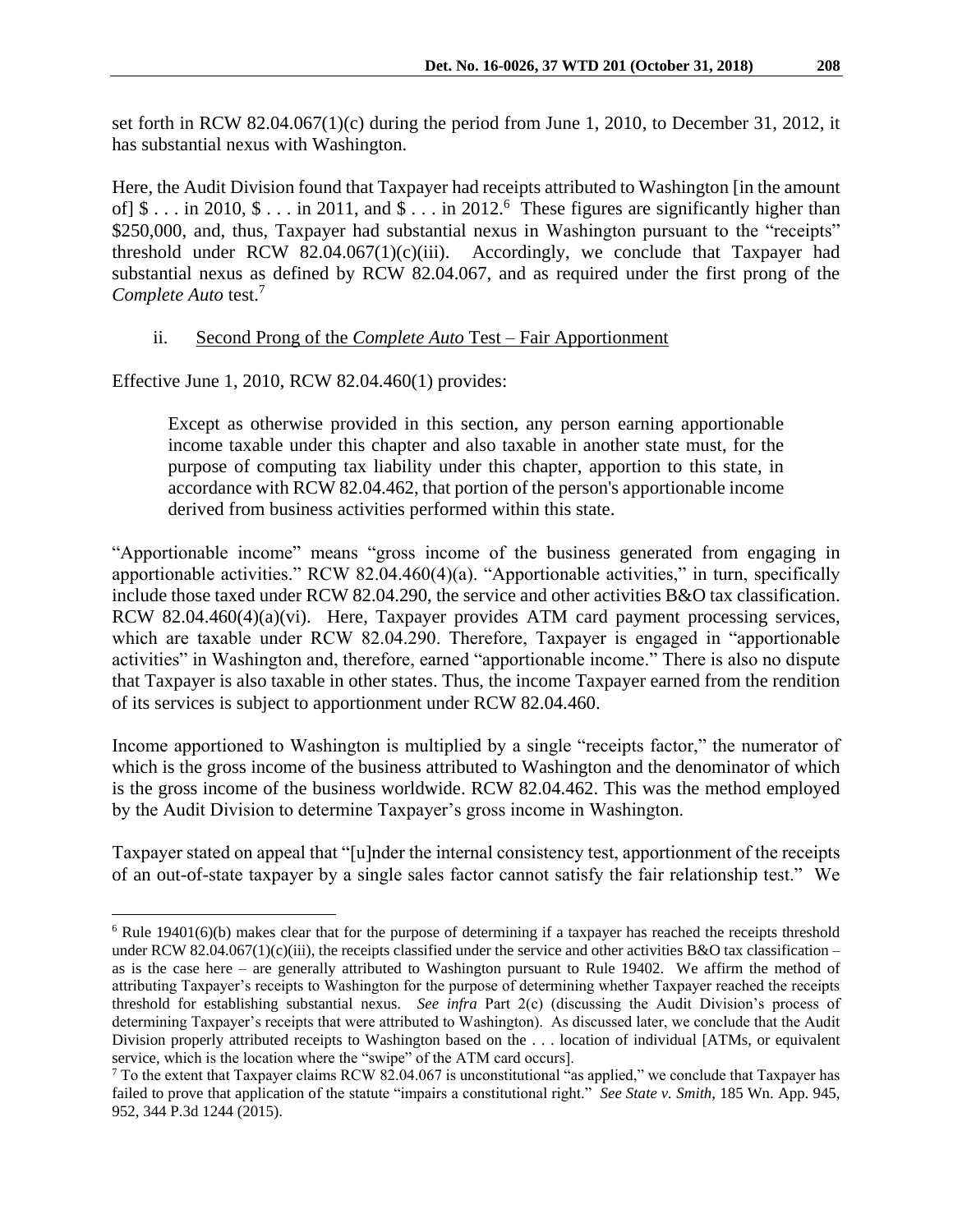set forth in RCW 82.04.067(1)(c) during the period from June 1, 2010, to December 31, 2012, it has substantial nexus with Washington.

Here, the Audit Division found that Taxpayer had receipts attributed to Washington [in the amount of] $ . . . in 2010, $ . . . in 2011, and $ . . . in 2012.[6] These figures are significantly higher than $250,000, and, thus, Taxpayer had substantial nexus in Washington pursuant to the "receipts" threshold under RCW 82.04.067(1)(c)(iii). Accordingly, we conclude that Taxpayer had substantial nexus as defined by RCW 82.04.067, and as required under the first prong of the *Complete Auto* test.[7]

ii. Second Prong of the *Complete Auto* Test – Fair Apportionment

Effective June 1, 2010, RCW 82.04.460(1) provides:

> Except as otherwise provided in this section, any person earning apportionable income taxable under this chapter and also taxable in another state must, for the purpose of computing tax liability under this chapter, apportion to this state, in accordance with RCW 82.04.462, that portion of the person's apportionable income derived from business activities performed within this state.

"Apportionable income" means "gross income of the business generated from engaging in apportionable activities." RCW 82.04.460(4)(a). "Apportionable activities," in turn, specifically include those taxed under RCW 82.04.290, the service and other activities B&O tax classification. RCW 82.04.460(4)(a)(vi). Here, Taxpayer provides ATM card payment processing services, which are taxable under RCW 82.04.290. Therefore, Taxpayer is engaged in "apportionable activities" in Washington and, therefore, earned "apportionable income." There is also no dispute that Taxpayer is also taxable in other states. Thus, the income Taxpayer earned from the rendition of its services is subject to apportionment under RCW 82.04.460.

Income apportioned to Washington is multiplied by a single "receipts factor," the numerator of which is the gross income of the business attributed to Washington and the denominator of which is the gross income of the business worldwide. RCW 82.04.462. This was the method employed by the Audit Division to determine Taxpayer's gross income in Washington.

Taxpayer stated on appeal that "[u]nder the internal consistency test, apportionment of the receipts of an out-of-state taxpayer by a single sales factor cannot satisfy the fair relationship test." We

---

[6] Rule 19401(6)(b) makes clear that for the purpose of determining if a taxpayer has reached the receipts threshold under RCW 82.04.067(1)(c)(iii), the receipts classified under the service and other activities B&O tax classification – as is the case here – are generally attributed to Washington pursuant to Rule 19402. We affirm the method of attributing Taxpayer's receipts to Washington for the purpose of determining whether Taxpayer reached the receipts threshold for establishing substantial nexus. *See infra* Part 2(c) (discussing the Audit Division's process of determining Taxpayer's receipts that were attributed to Washington). As discussed later, we conclude that the Audit Division properly attributed receipts to Washington based on the . . . location of individual [ATMs, or equivalent service, which is the location where the "swipe" of the ATM card occurs].

[7] To the extent that Taxpayer claims RCW 82.04.067 is unconstitutional "as applied," we conclude that Taxpayer has failed to prove that application of the statute "impairs a constitutional right." *See State v. Smith*, 185 Wn. App. 945, 952, 344 P.3d 1244 (2015).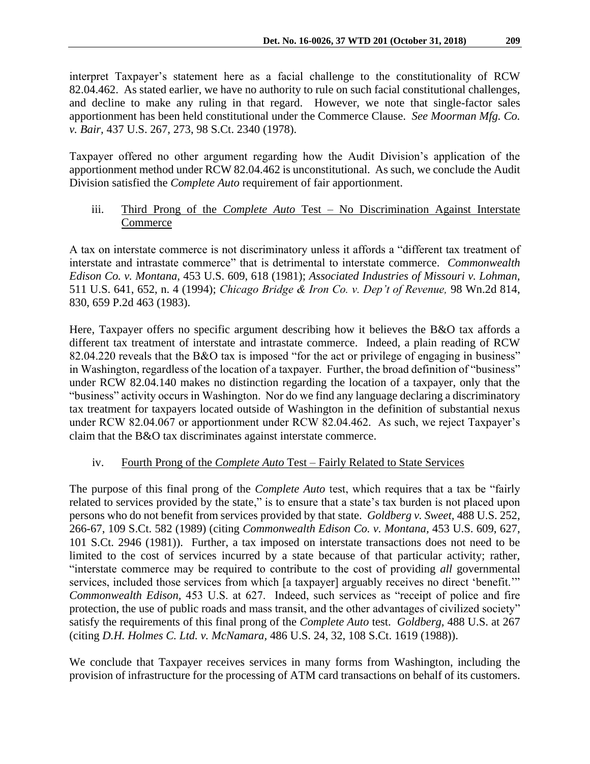interpret Taxpayer's statement here as a facial challenge to the constitutionality of RCW 82.04.462. As stated earlier, we have no authority to rule on such facial constitutional challenges, and decline to make any ruling in that regard. However, we note that single-factor sales apportionment has been held constitutional under the Commerce Clause. *See Moorman Mfg. Co. v. Bair*, 437 U.S. 267, 273, 98 S.Ct. 2340 (1978).

Taxpayer offered no other argument regarding how the Audit Division's application of the apportionment method under RCW 82.04.462 is unconstitutional. As such, we conclude the Audit Division satisfied the *Complete Auto* requirement of fair apportionment.

iii. Third Prong of the *Complete Auto* Test – No Discrimination Against Interstate Commerce

A tax on interstate commerce is not discriminatory unless it affords a "different tax treatment of interstate and intrastate commerce" that is detrimental to interstate commerce. *Commonwealth Edison Co. v. Montana*, 453 U.S. 609, 618 (1981); *Associated Industries of Missouri v. Lohman*, 511 U.S. 641, 652, n. 4 (1994); *Chicago Bridge & Iron Co. v. Dep't of Revenue*, 98 Wn.2d 814, 830, 659 P.2d 463 (1983).

Here, Taxpayer offers no specific argument describing how it believes the B&O tax affords a different tax treatment of interstate and intrastate commerce. Indeed, a plain reading of RCW 82.04.220 reveals that the B&O tax is imposed "for the act or privilege of engaging in business" in Washington, regardless of the location of a taxpayer. Further, the broad definition of "business" under RCW 82.04.140 makes no distinction regarding the location of a taxpayer, only that the "business" activity occurs in Washington. Nor do we find any language declaring a discriminatory tax treatment for taxpayers located outside of Washington in the definition of substantial nexus under RCW 82.04.067 or apportionment under RCW 82.04.462. As such, we reject Taxpayer's claim that the B&O tax discriminates against interstate commerce.

iv. Fourth Prong of the *Complete Auto* Test – Fairly Related to State Services

The purpose of this final prong of the *Complete Auto* test, which requires that a tax be "fairly related to services provided by the state," is to ensure that a state's tax burden is not placed upon persons who do not benefit from services provided by that state. *Goldberg v. Sweet*, 488 U.S. 252, 266-67, 109 S.Ct. 582 (1989) (citing *Commonwealth Edison Co. v. Montana*, 453 U.S. 609, 627, 101 S.Ct. 2946 (1981)). Further, a tax imposed on interstate transactions does not need to be limited to the cost of services incurred by a state because of that particular activity; rather, "interstate commerce may be required to contribute to the cost of providing *all* governmental services, included those services from which [a taxpayer] arguably receives no direct 'benefit.'" *Commonwealth Edison*, 453 U.S. at 627. Indeed, such services as "receipt of police and fire protection, the use of public roads and mass transit, and the other advantages of civilized society" satisfy the requirements of this final prong of the *Complete Auto* test. *Goldberg*, 488 U.S. at 267 (citing *D.H. Holmes C. Ltd. v. McNamara*, 486 U.S. 24, 32, 108 S.Ct. 1619 (1988)).

We conclude that Taxpayer receives services in many forms from Washington, including the provision of infrastructure for the processing of ATM card transactions on behalf of its customers.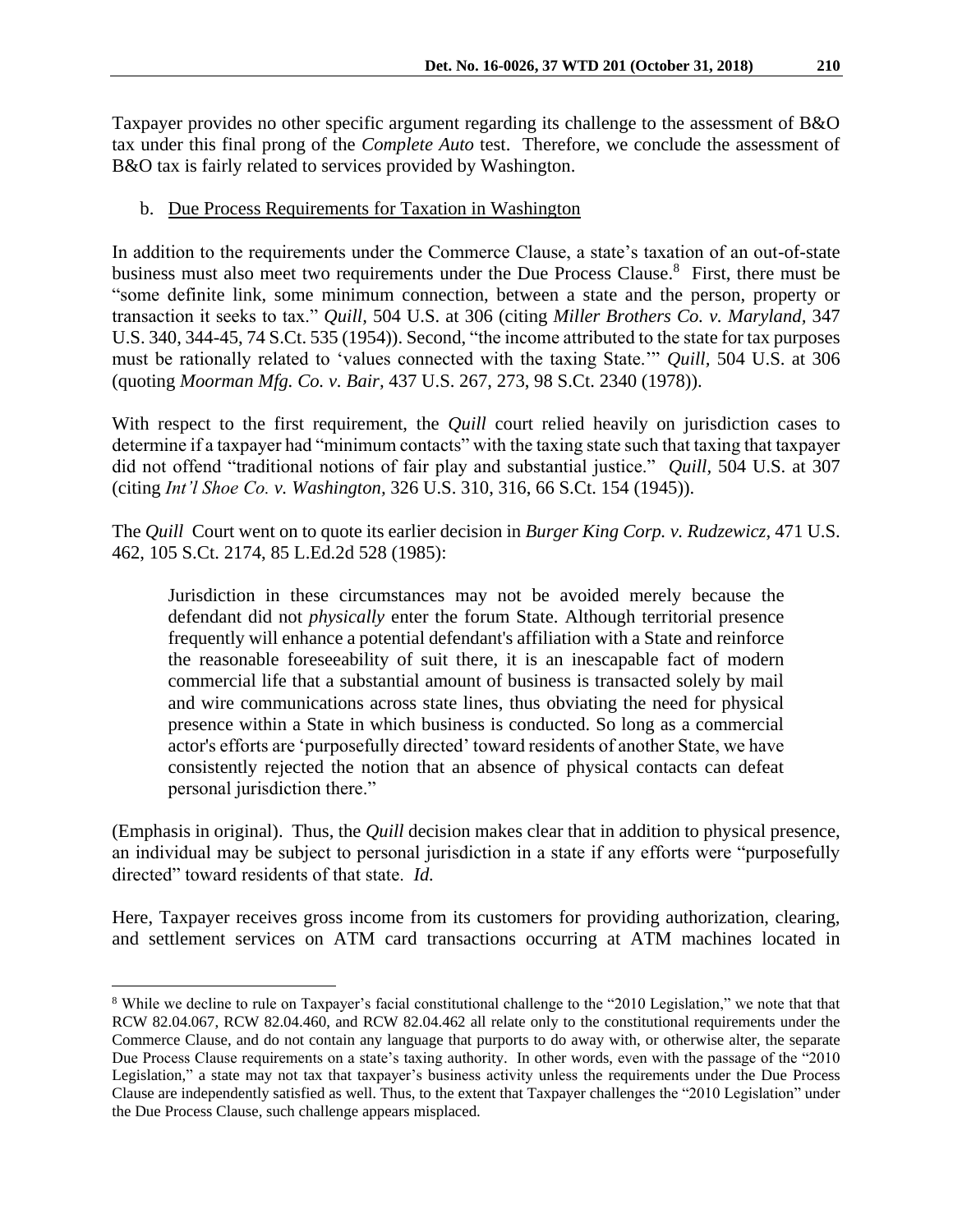Taxpayer provides no other specific argument regarding its challenge to the assessment of B&O tax under this final prong of the *Complete Auto* test. Therefore, we conclude the assessment of B&O tax is fairly related to services provided by Washington.

b. Due Process Requirements for Taxation in Washington

In addition to the requirements under the Commerce Clause, a state's taxation of an out-of-state business must also meet two requirements under the Due Process Clause.[8] First, there must be "some definite link, some minimum connection, between a state and the person, property or transaction it seeks to tax." *Quill,* 504 U.S. at 306 (citing *Miller Brothers Co. v. Maryland,* 347 U.S. 340, 344-45, 74 S.Ct. 535 (1954)). Second, "the income attributed to the state for tax purposes must be rationally related to 'values connected with the taxing State.'" *Quill,* 504 U.S. at 306 (quoting *Moorman Mfg. Co. v. Bair*, 437 U.S. 267, 273, 98 S.Ct. 2340 (1978)).

With respect to the first requirement, the *Quill* court relied heavily on jurisdiction cases to determine if a taxpayer had "minimum contacts" with the taxing state such that taxing that taxpayer did not offend "traditional notions of fair play and substantial justice." *Quill,* 504 U.S. at 307 (citing *Int'l Shoe Co. v. Washington,* 326 U.S. 310, 316, 66 S.Ct. 154 (1945)).

The *Quill* Court went on to quote its earlier decision in *Burger King Corp. v. Rudzewicz,* 471 U.S. 462, 105 S.Ct. 2174, 85 L.Ed.2d 528 (1985):

> Jurisdiction in these circumstances may not be avoided merely because the defendant did not *physically* enter the forum State. Although territorial presence frequently will enhance a potential defendant's affiliation with a State and reinforce the reasonable foreseeability of suit there, it is an inescapable fact of modern commercial life that a substantial amount of business is transacted solely by mail and wire communications across state lines, thus obviating the need for physical presence within a State in which business is conducted. So long as a commercial actor's efforts are 'purposefully directed' toward residents of another State, we have consistently rejected the notion that an absence of physical contacts can defeat personal jurisdiction there."

(Emphasis in original). Thus, the *Quill* decision makes clear that in addition to physical presence, an individual may be subject to personal jurisdiction in a state if any efforts were "purposefully directed" toward residents of that state. *Id.*

Here, Taxpayer receives gross income from its customers for providing authorization, clearing, and settlement services on ATM card transactions occurring at ATM machines located in

---

[8] While we decline to rule on Taxpayer's facial constitutional challenge to the "2010 Legislation," we note that that RCW 82.04.067, RCW 82.04.460, and RCW 82.04.462 all relate only to the constitutional requirements under the Commerce Clause, and do not contain any language that purports to do away with, or otherwise alter, the separate Due Process Clause requirements on a state's taxing authority. In other words, even with the passage of the "2010 Legislation," a state may not tax that taxpayer's business activity unless the requirements under the Due Process Clause are independently satisfied as well. Thus, to the extent that Taxpayer challenges the "2010 Legislation" under the Due Process Clause, such challenge appears misplaced.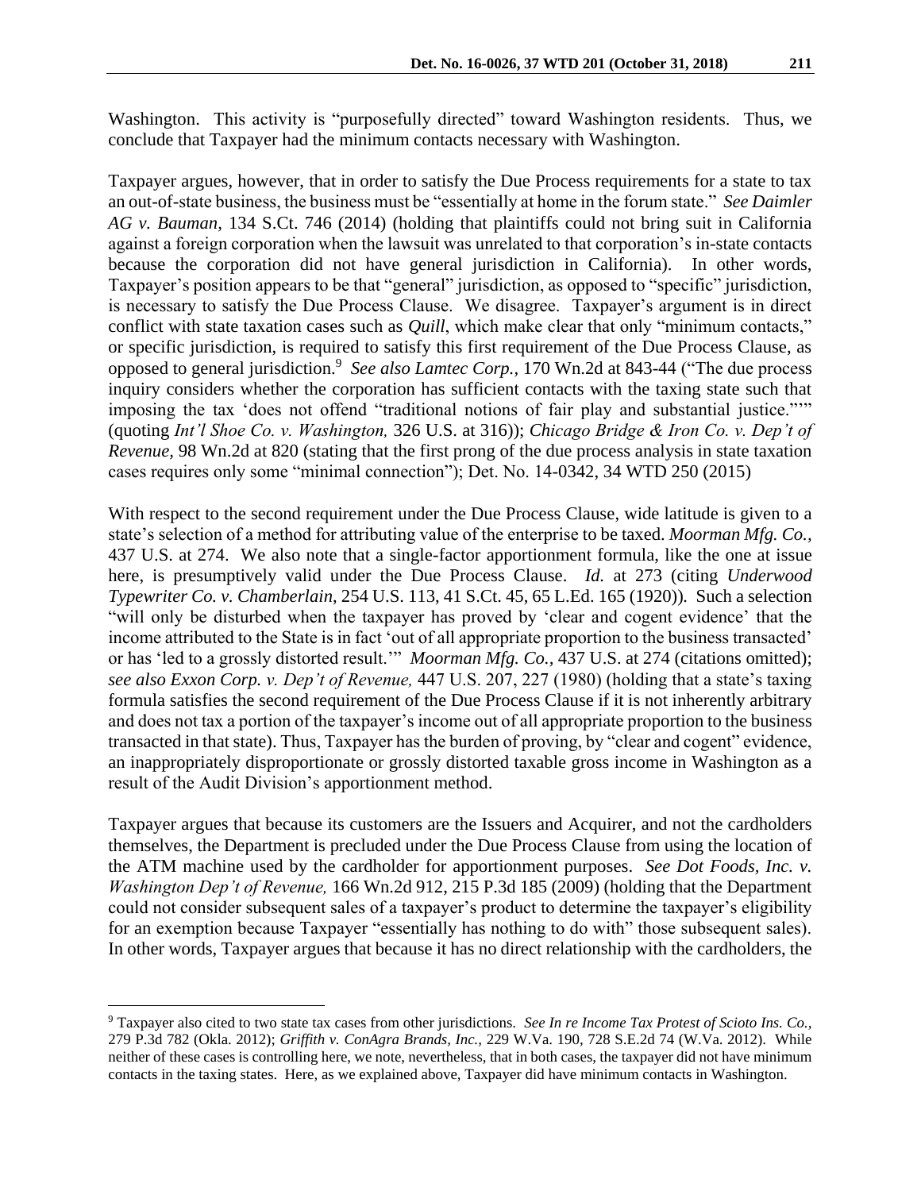Washington. This activity is "purposefully directed" toward Washington residents. Thus, we conclude that Taxpayer had the minimum contacts necessary with Washington.

Taxpayer argues, however, that in order to satisfy the Due Process requirements for a state to tax an out-of-state business, the business must be "essentially at home in the forum state." *See Daimler AG v. Bauman,* 134 S.Ct. 746 (2014) (holding that plaintiffs could not bring suit in California against a foreign corporation when the lawsuit was unrelated to that corporation's in-state contacts because the corporation did not have general jurisdiction in California). In other words, Taxpayer's position appears to be that "general" jurisdiction, as opposed to "specific" jurisdiction, is necessary to satisfy the Due Process Clause. We disagree. Taxpayer's argument is in direct conflict with state taxation cases such as *Quill*, which make clear that only "minimum contacts," or specific jurisdiction, is required to satisfy this first requirement of the Due Process Clause, as opposed to general jurisdiction.[9] *See also Lamtec Corp.*, 170 Wn.2d at 843-44 ("The due process inquiry considers whether the corporation has sufficient contacts with the taxing state such that imposing the tax 'does not offend "traditional notions of fair play and substantial justice."'" (quoting *Int'l Shoe Co. v. Washington,* 326 U.S. at 316)); *Chicago Bridge & Iron Co. v. Dep't of Revenue,* 98 Wn.2d at 820 (stating that the first prong of the due process analysis in state taxation cases requires only some "minimal connection"); Det. No. 14-0342, 34 WTD 250 (2015)

With respect to the second requirement under the Due Process Clause, wide latitude is given to a state's selection of a method for attributing value of the enterprise to be taxed. *Moorman Mfg. Co.,* 437 U.S. at 274. We also note that a single-factor apportionment formula, like the one at issue here, is presumptively valid under the Due Process Clause. *Id.* at 273 (citing *Underwood Typewriter Co. v. Chamberlain*, 254 U.S. 113, 41 S.Ct. 45, 65 L.Ed. 165 (1920)). Such a selection "will only be disturbed when the taxpayer has proved by 'clear and cogent evidence' that the income attributed to the State is in fact 'out of all appropriate proportion to the business transacted' or has 'led to a grossly distorted result.'" *Moorman Mfg. Co.,* 437 U.S. at 274 (citations omitted); *see also Exxon Corp. v. Dep't of Revenue,* 447 U.S. 207, 227 (1980) (holding that a state's taxing formula satisfies the second requirement of the Due Process Clause if it is not inherently arbitrary and does not tax a portion of the taxpayer's income out of all appropriate proportion to the business transacted in that state). Thus, Taxpayer has the burden of proving, by "clear and cogent" evidence, an inappropriately disproportionate or grossly distorted taxable gross income in Washington as a result of the Audit Division's apportionment method.

Taxpayer argues that because its customers are the Issuers and Acquirer, and not the cardholders themselves, the Department is precluded under the Due Process Clause from using the location of the ATM machine used by the cardholder for apportionment purposes. *See Dot Foods, Inc. v. Washington Dep't of Revenue,* 166 Wn.2d 912, 215 P.3d 185 (2009) (holding that the Department could not consider subsequent sales of a taxpayer's product to determine the taxpayer's eligibility for an exemption because Taxpayer "essentially has nothing to do with" those subsequent sales). In other words, Taxpayer argues that because it has no direct relationship with the cardholders, the

---

[9] Taxpayer also cited to two state tax cases from other jurisdictions. *See In re Income Tax Protest of Scioto Ins. Co.,* 279 P.3d 782 (Okla. 2012); *Griffith v. ConAgra Brands, Inc.,* 229 W.Va. 190, 728 S.E.2d 74 (W.Va. 2012). While neither of these cases is controlling here, we note, nevertheless, that in both cases, the taxpayer did not have minimum contacts in the taxing states. Here, as we explained above, Taxpayer did have minimum contacts in Washington.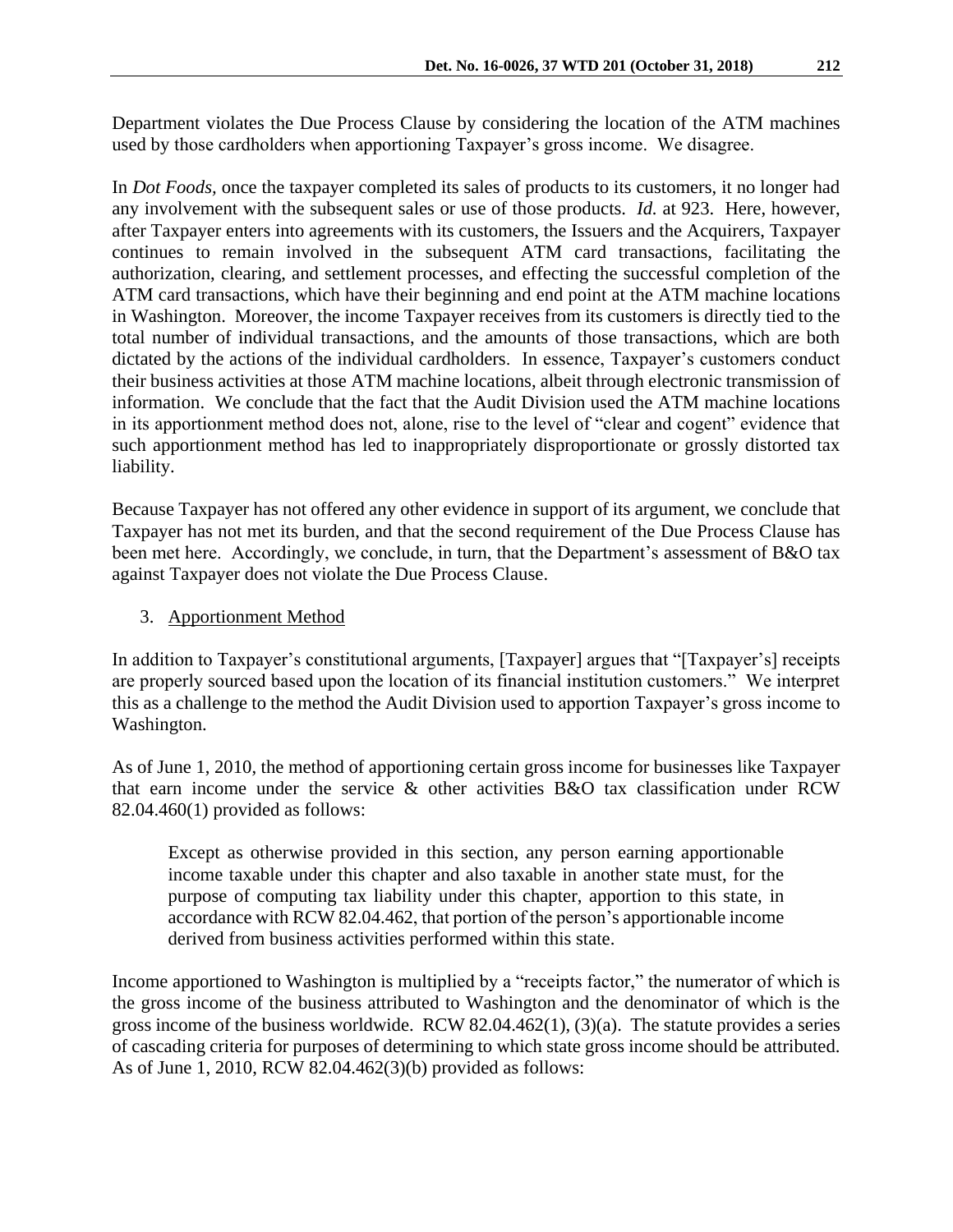Department violates the Due Process Clause by considering the location of the ATM machines used by those cardholders when apportioning Taxpayer's gross income. We disagree.

In *Dot Foods*, once the taxpayer completed its sales of products to its customers, it no longer had any involvement with the subsequent sales or use of those products. *Id.* at 923. Here, however, after Taxpayer enters into agreements with its customers, the Issuers and the Acquirers, Taxpayer continues to remain involved in the subsequent ATM card transactions, facilitating the authorization, clearing, and settlement processes, and effecting the successful completion of the ATM card transactions, which have their beginning and end point at the ATM machine locations in Washington. Moreover, the income Taxpayer receives from its customers is directly tied to the total number of individual transactions, and the amounts of those transactions, which are both dictated by the actions of the individual cardholders. In essence, Taxpayer's customers conduct their business activities at those ATM machine locations, albeit through electronic transmission of information. We conclude that the fact that the Audit Division used the ATM machine locations in its apportionment method does not, alone, rise to the level of "clear and cogent" evidence that such apportionment method has led to inappropriately disproportionate or grossly distorted tax liability.

Because Taxpayer has not offered any other evidence in support of its argument, we conclude that Taxpayer has not met its burden, and that the second requirement of the Due Process Clause has been met here. Accordingly, we conclude, in turn, that the Department's assessment of B&O tax against Taxpayer does not violate the Due Process Clause.

3. Apportionment Method

In addition to Taxpayer's constitutional arguments, [Taxpayer] argues that "[Taxpayer's] receipts are properly sourced based upon the location of its financial institution customers." We interpret this as a challenge to the method the Audit Division used to apportion Taxpayer's gross income to Washington.

As of June 1, 2010, the method of apportioning certain gross income for businesses like Taxpayer that earn income under the service & other activities B&O tax classification under RCW 82.04.460(1) provided as follows:

> Except as otherwise provided in this section, any person earning apportionable income taxable under this chapter and also taxable in another state must, for the purpose of computing tax liability under this chapter, apportion to this state, in accordance with RCW 82.04.462, that portion of the person's apportionable income derived from business activities performed within this state.

Income apportioned to Washington is multiplied by a "receipts factor," the numerator of which is the gross income of the business attributed to Washington and the denominator of which is the gross income of the business worldwide. RCW 82.04.462(1), (3)(a). The statute provides a series of cascading criteria for purposes of determining to which state gross income should be attributed. As of June 1, 2010, RCW 82.04.462(3)(b) provided as follows: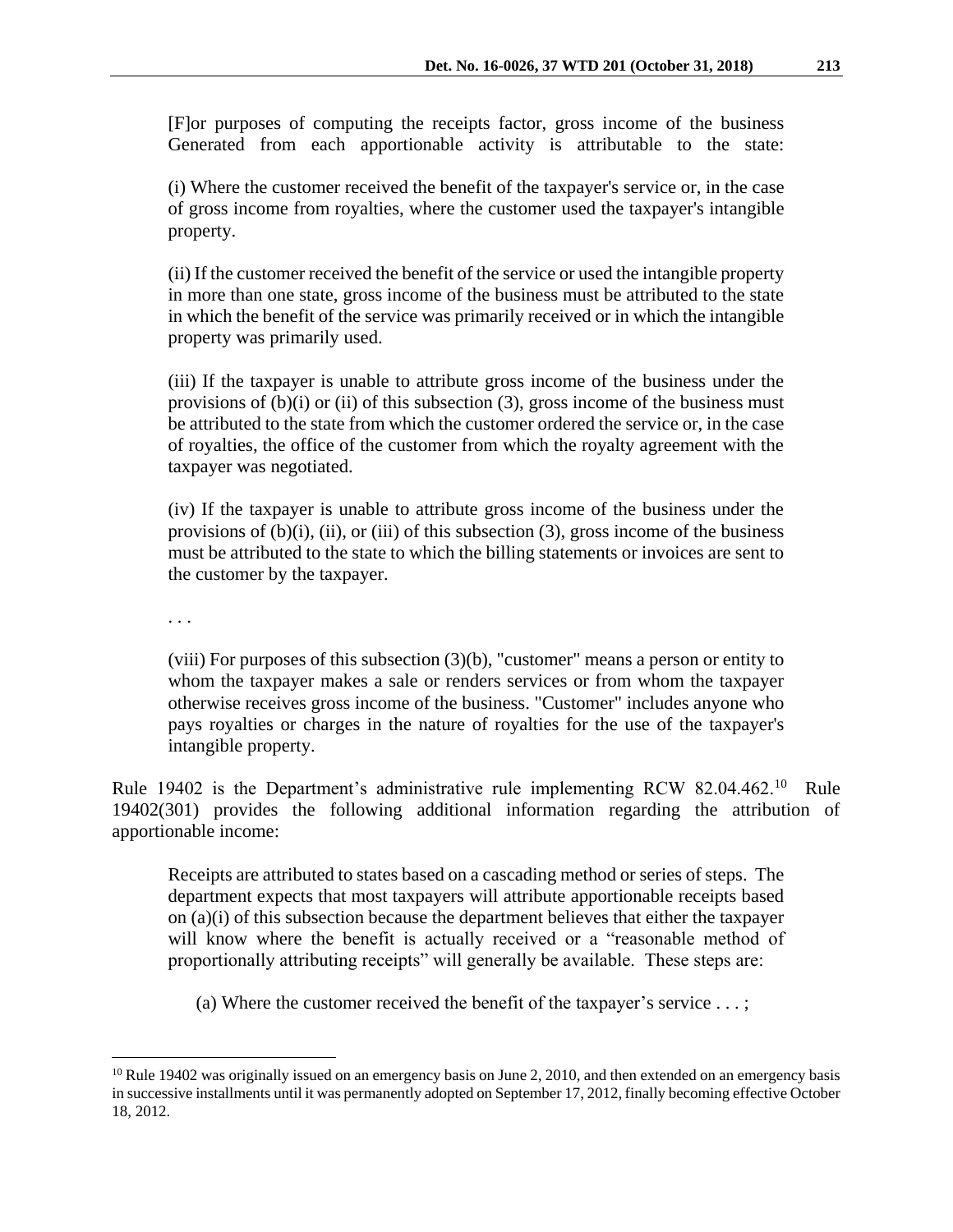> [F]or purposes of computing the receipts factor, gross income of the business Generated from each apportionable activity is attributable to the state:
>
> (i) Where the customer received the benefit of the taxpayer's service or, in the case of gross income from royalties, where the customer used the taxpayer's intangible property.
>
> (ii) If the customer received the benefit of the service or used the intangible property in more than one state, gross income of the business must be attributed to the state in which the benefit of the service was primarily received or in which the intangible property was primarily used.
>
> (iii) If the taxpayer is unable to attribute gross income of the business under the provisions of (b)(i) or (ii) of this subsection (3), gross income of the business must be attributed to the state from which the customer ordered the service or, in the case of royalties, the office of the customer from which the royalty agreement with the taxpayer was negotiated.
>
> (iv) If the taxpayer is unable to attribute gross income of the business under the provisions of (b)(i), (ii), or (iii) of this subsection (3), gross income of the business must be attributed to the state to which the billing statements or invoices are sent to the customer by the taxpayer.
>
> . . .
>
> (viii) For purposes of this subsection (3)(b), "customer" means a person or entity to whom the taxpayer makes a sale or renders services or from whom the taxpayer otherwise receives gross income of the business. "Customer" includes anyone who pays royalties or charges in the nature of royalties for the use of the taxpayer's intangible property.

Rule 19402 is the Department's administrative rule implementing RCW 82.04.462.[10] Rule 19402(301) provides the following additional information regarding the attribution of apportionable income:

> Receipts are attributed to states based on a cascading method or series of steps. The department expects that most taxpayers will attribute apportionable receipts based on (a)(i) of this subsection because the department believes that either the taxpayer will know where the benefit is actually received or a "reasonable method of proportionally attributing receipts" will generally be available. These steps are:
>
> (a) Where the customer received the benefit of the taxpayer's service . . . ;

---

[10] Rule 19402 was originally issued on an emergency basis on June 2, 2010, and then extended on an emergency basis in successive installments until it was permanently adopted on September 17, 2012, finally becoming effective October 18, 2012.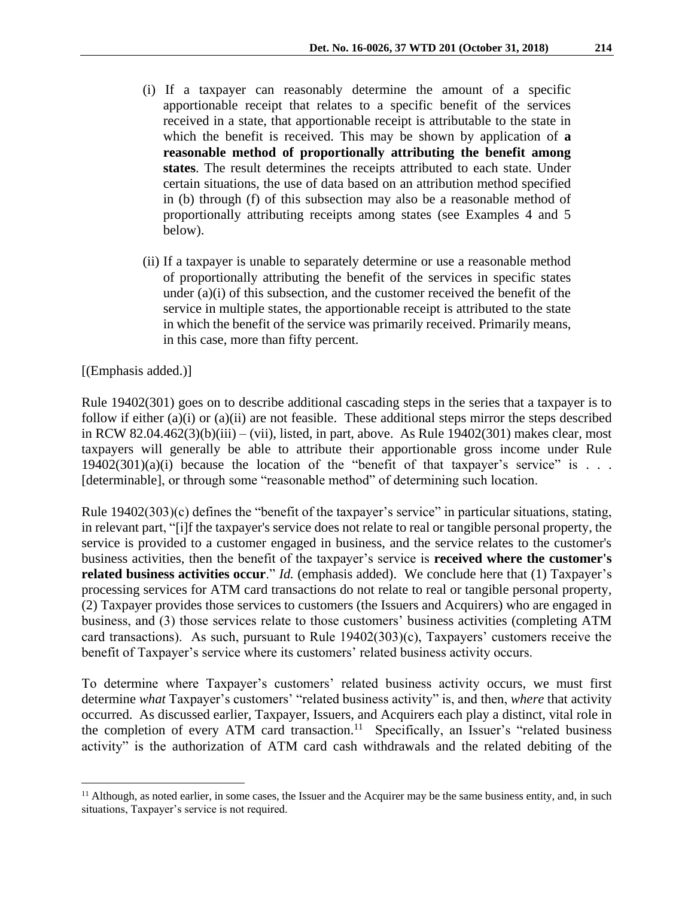(i) If a taxpayer can reasonably determine the amount of a specific apportionable receipt that relates to a specific benefit of the services received in a state, that apportionable receipt is attributable to the state in which the benefit is received. This may be shown by application of **a reasonable method of proportionally attributing the benefit among states**. The result determines the receipts attributed to each state. Under certain situations, the use of data based on an attribution method specified in (b) through (f) of this subsection may also be a reasonable method of proportionally attributing receipts among states (see Examples 4 and 5 below).

(ii) If a taxpayer is unable to separately determine or use a reasonable method of proportionally attributing the benefit of the services in specific states under (a)(i) of this subsection, and the customer received the benefit of the service in multiple states, the apportionable receipt is attributed to the state in which the benefit of the service was primarily received. Primarily means, in this case, more than fifty percent.

[(Emphasis added.)]

Rule 19402(301) goes on to describe additional cascading steps in the series that a taxpayer is to follow if either (a)(i) or (a)(ii) are not feasible. These additional steps mirror the steps described in RCW 82.04.462(3)(b)(iii) – (vii), listed, in part, above. As Rule 19402(301) makes clear, most taxpayers will generally be able to attribute their apportionable gross income under Rule 19402(301)(a)(i) because the location of the "benefit of that taxpayer's service" is . . . [determinable], or through some "reasonable method" of determining such location.

Rule 19402(303)(c) defines the "benefit of the taxpayer's service" in particular situations, stating, in relevant part, "[i]f the taxpayer's service does not relate to real or tangible personal property, the service is provided to a customer engaged in business, and the service relates to the customer's business activities, then the benefit of the taxpayer's service is **received where the customer's related business activities occur**." *Id.* (emphasis added). We conclude here that (1) Taxpayer's processing services for ATM card transactions do not relate to real or tangible personal property, (2) Taxpayer provides those services to customers (the Issuers and Acquirers) who are engaged in business, and (3) those services relate to those customers' business activities (completing ATM card transactions). As such, pursuant to Rule 19402(303)(c), Taxpayers' customers receive the benefit of Taxpayer's service where its customers' related business activity occurs.

To determine where Taxpayer's customers' related business activity occurs, we must first determine *what* Taxpayer's customers' "related business activity" is, and then, *where* that activity occurred. As discussed earlier, Taxpayer, Issuers, and Acquirers each play a distinct, vital role in the completion of every ATM card transaction.[11] Specifically, an Issuer's "related business activity" is the authorization of ATM card cash withdrawals and the related debiting of the

[11] Although, as noted earlier, in some cases, the Issuer and the Acquirer may be the same business entity, and, in such situations, Taxpayer's service is not required.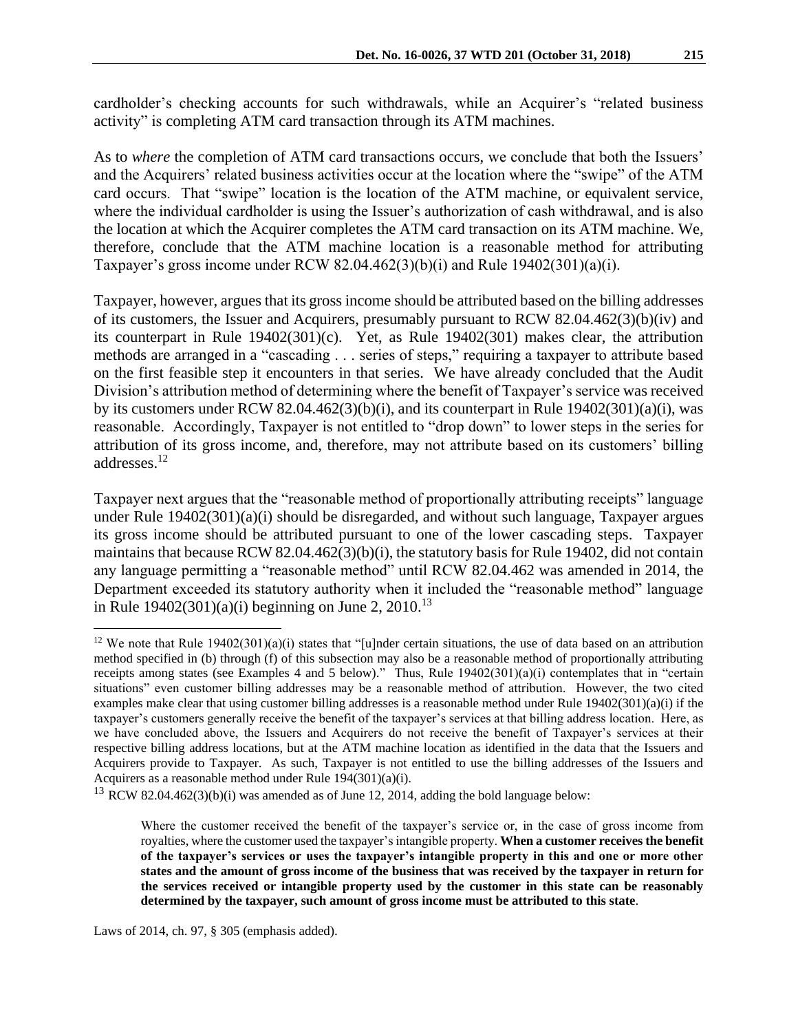cardholder's checking accounts for such withdrawals, while an Acquirer's "related business activity" is completing ATM card transaction through its ATM machines.

As to *where* the completion of ATM card transactions occurs, we conclude that both the Issuers' and the Acquirers' related business activities occur at the location where the "swipe" of the ATM card occurs. That "swipe" location is the location of the ATM machine, or equivalent service, where the individual cardholder is using the Issuer's authorization of cash withdrawal, and is also the location at which the Acquirer completes the ATM card transaction on its ATM machine. We, therefore, conclude that the ATM machine location is a reasonable method for attributing Taxpayer's gross income under RCW 82.04.462(3)(b)(i) and Rule 19402(301)(a)(i).

Taxpayer, however, argues that its gross income should be attributed based on the billing addresses of its customers, the Issuer and Acquirers, presumably pursuant to RCW 82.04.462(3)(b)(iv) and its counterpart in Rule 19402(301)(c). Yet, as Rule 19402(301) makes clear, the attribution methods are arranged in a "cascading . . . series of steps," requiring a taxpayer to attribute based on the first feasible step it encounters in that series. We have already concluded that the Audit Division's attribution method of determining where the benefit of Taxpayer's service was received by its customers under RCW 82.04.462(3)(b)(i), and its counterpart in Rule 19402(301)(a)(i), was reasonable. Accordingly, Taxpayer is not entitled to "drop down" to lower steps in the series for attribution of its gross income, and, therefore, may not attribute based on its customers' billing addresses.[12]

Taxpayer next argues that the "reasonable method of proportionally attributing receipts" language under Rule 19402(301)(a)(i) should be disregarded, and without such language, Taxpayer argues its gross income should be attributed pursuant to one of the lower cascading steps. Taxpayer maintains that because RCW 82.04.462(3)(b)(i), the statutory basis for Rule 19402, did not contain any language permitting a "reasonable method" until RCW 82.04.462 was amended in 2014, the Department exceeded its statutory authority when it included the "reasonable method" language in Rule 19402(301)(a)(i) beginning on June 2, 2010.[13]

---

[12] We note that Rule 19402(301)(a)(i) states that "[u]nder certain situations, the use of data based on an attribution method specified in (b) through (f) of this subsection may also be a reasonable method of proportionally attributing receipts among states (see Examples 4 and 5 below)." Thus, Rule 19402(301)(a)(i) contemplates that in "certain situations" even customer billing addresses may be a reasonable method of attribution. However, the two cited examples make clear that using customer billing addresses is a reasonable method under Rule 19402(301)(a)(i) if the taxpayer's customers generally receive the benefit of the taxpayer's services at that billing address location. Here, as we have concluded above, the Issuers and Acquirers do not receive the benefit of Taxpayer's services at their respective billing address locations, but at the ATM machine location as identified in the data that the Issuers and Acquirers provide to Taxpayer. As such, Taxpayer is not entitled to use the billing addresses of the Issuers and Acquirers as a reasonable method under Rule 194(301)(a)(i).

[13] RCW 82.04.462(3)(b)(i) was amended as of June 12, 2014, adding the bold language below:

> Where the customer received the benefit of the taxpayer's service or, in the case of gross income from royalties, where the customer used the taxpayer's intangible property. **When a customer receives the benefit of the taxpayer's services or uses the taxpayer's intangible property in this and one or more other states and the amount of gross income of the business that was received by the taxpayer in return for the services received or intangible property used by the customer in this state can be reasonably determined by the taxpayer, such amount of gross income must be attributed to this state**.

Laws of 2014, ch. 97, § 305 (emphasis added).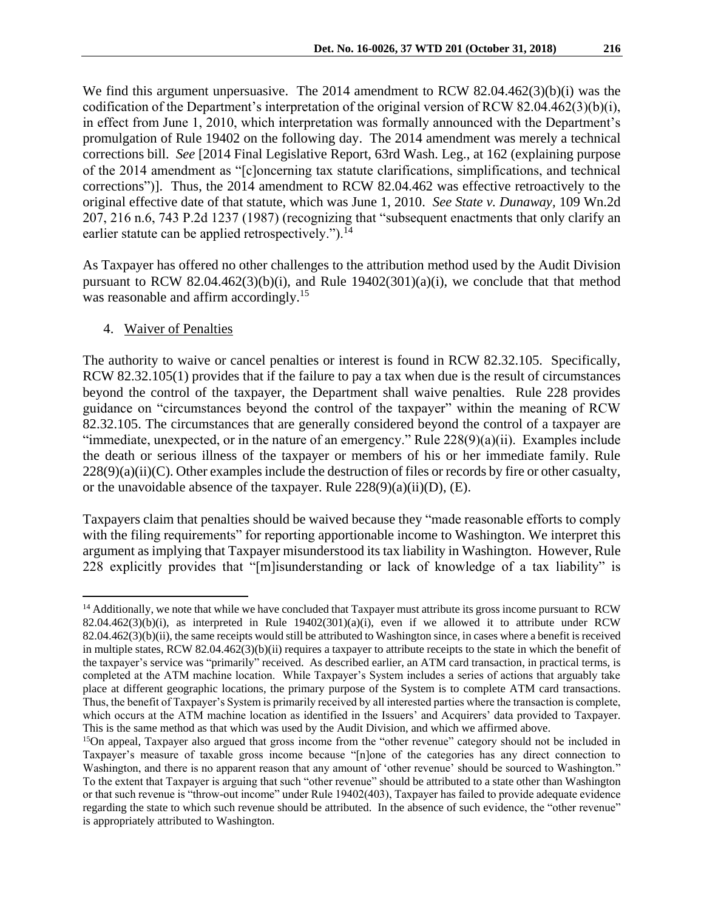We find this argument unpersuasive. The 2014 amendment to RCW 82.04.462(3)(b)(i) was the codification of the Department's interpretation of the original version of RCW 82.04.462(3)(b)(i), in effect from June 1, 2010, which interpretation was formally announced with the Department's promulgation of Rule 19402 on the following day. The 2014 amendment was merely a technical corrections bill. *See* [2014 Final Legislative Report, 63rd Wash. Leg., at 162 (explaining purpose of the 2014 amendment as "[c]oncerning tax statute clarifications, simplifications, and technical corrections")]. Thus, the 2014 amendment to RCW 82.04.462 was effective retroactively to the original effective date of that statute, which was June 1, 2010. *See State v. Dunaway*, 109 Wn.2d 207, 216 n.6, 743 P.2d 1237 (1987) (recognizing that "subsequent enactments that only clarify an earlier statute can be applied retrospectively.").[14]

As Taxpayer has offered no other challenges to the attribution method used by the Audit Division pursuant to RCW 82.04.462(3)(b)(i), and Rule 19402(301)(a)(i), we conclude that that method was reasonable and affirm accordingly.[15]

4. Waiver of Penalties

The authority to waive or cancel penalties or interest is found in RCW 82.32.105. Specifically, RCW 82.32.105(1) provides that if the failure to pay a tax when due is the result of circumstances beyond the control of the taxpayer, the Department shall waive penalties. Rule 228 provides guidance on "circumstances beyond the control of the taxpayer" within the meaning of RCW 82.32.105. The circumstances that are generally considered beyond the control of a taxpayer are "immediate, unexpected, or in the nature of an emergency." Rule 228(9)(a)(ii). Examples include the death or serious illness of the taxpayer or members of his or her immediate family. Rule 228(9)(a)(ii)(C). Other examples include the destruction of files or records by fire or other casualty, or the unavoidable absence of the taxpayer. Rule 228(9)(a)(ii)(D), (E).

Taxpayers claim that penalties should be waived because they "made reasonable efforts to comply with the filing requirements" for reporting apportionable income to Washington. We interpret this argument as implying that Taxpayer misunderstood its tax liability in Washington. However, Rule 228 explicitly provides that "[m]isunderstanding or lack of knowledge of a tax liability" is

---

[14] Additionally, we note that while we have concluded that Taxpayer must attribute its gross income pursuant to RCW 82.04.462(3)(b)(i), as interpreted in Rule 19402(301)(a)(i), even if we allowed it to attribute under RCW 82.04.462(3)(b)(ii), the same receipts would still be attributed to Washington since, in cases where a benefit is received in multiple states, RCW 82.04.462(3)(b)(ii) requires a taxpayer to attribute receipts to the state in which the benefit of the taxpayer's service was "primarily" received. As described earlier, an ATM card transaction, in practical terms, is completed at the ATM machine location. While Taxpayer's System includes a series of actions that arguably take place at different geographic locations, the primary purpose of the System is to complete ATM card transactions. Thus, the benefit of Taxpayer's System is primarily received by all interested parties where the transaction is complete, which occurs at the ATM machine location as identified in the Issuers' and Acquirers' data provided to Taxpayer. This is the same method as that which was used by the Audit Division, and which we affirmed above.

[15] On appeal, Taxpayer also argued that gross income from the "other revenue" category should not be included in Taxpayer's measure of taxable gross income because "[n]one of the categories has any direct connection to Washington, and there is no apparent reason that any amount of 'other revenue' should be sourced to Washington." To the extent that Taxpayer is arguing that such "other revenue" should be attributed to a state other than Washington or that such revenue is "throw-out income" under Rule 19402(403), Taxpayer has failed to provide adequate evidence regarding the state to which such revenue should be attributed. In the absence of such evidence, the "other revenue" is appropriately attributed to Washington.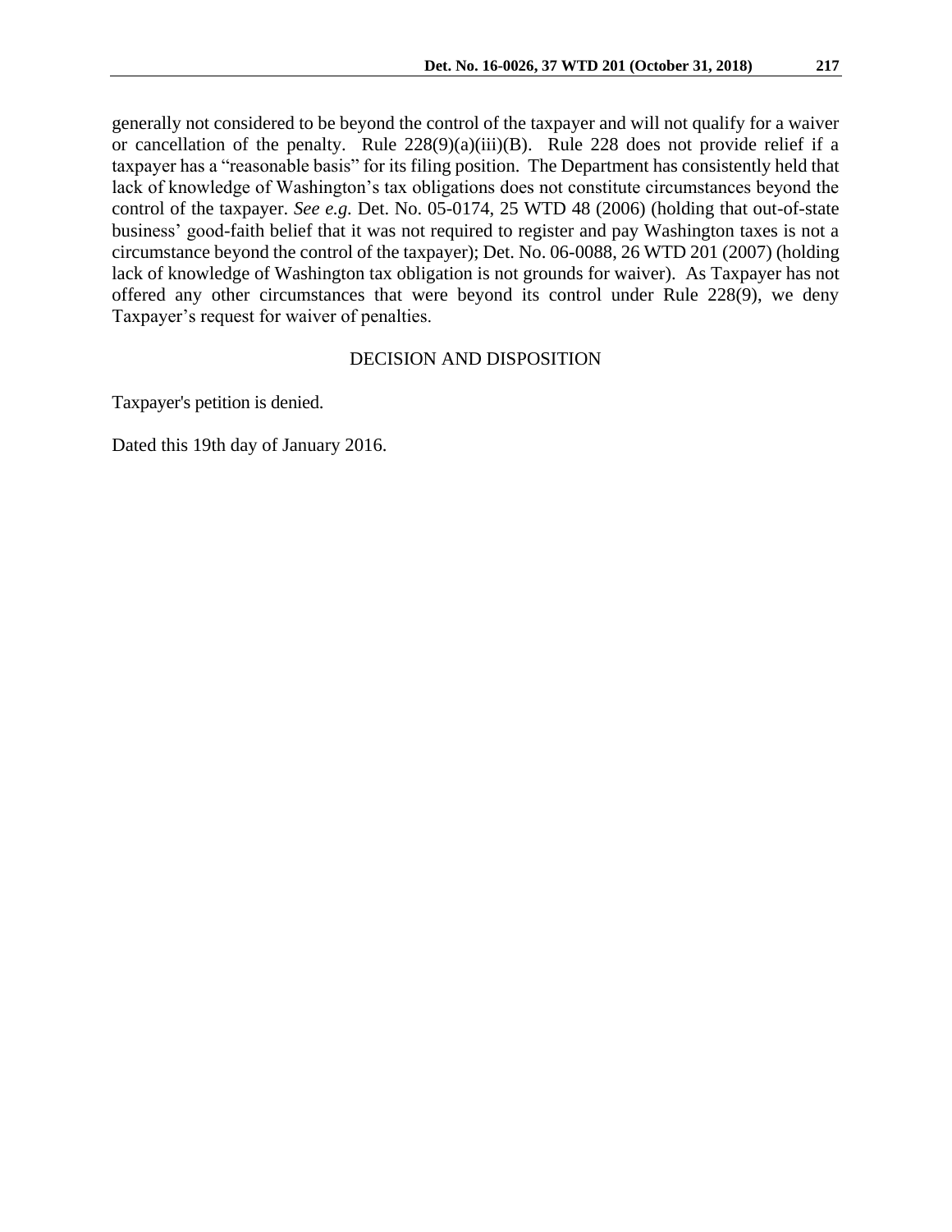generally not considered to be beyond the control of the taxpayer and will not qualify for a waiver or cancellation of the penalty. Rule 228(9)(a)(iii)(B). Rule 228 does not provide relief if a taxpayer has a "reasonable basis" for its filing position. The Department has consistently held that lack of knowledge of Washington's tax obligations does not constitute circumstances beyond the control of the taxpayer. *See e.g.* Det. No. 05-0174, 25 WTD 48 (2006) (holding that out-of-state business' good-faith belief that it was not required to register and pay Washington taxes is not a circumstance beyond the control of the taxpayer); Det. No. 06-0088, 26 WTD 201 (2007) (holding lack of knowledge of Washington tax obligation is not grounds for waiver). As Taxpayer has not offered any other circumstances that were beyond its control under Rule 228(9), we deny Taxpayer's request for waiver of penalties.

## DECISION AND DISPOSITION

Taxpayer's petition is denied.

Dated this 19th day of January 2016.